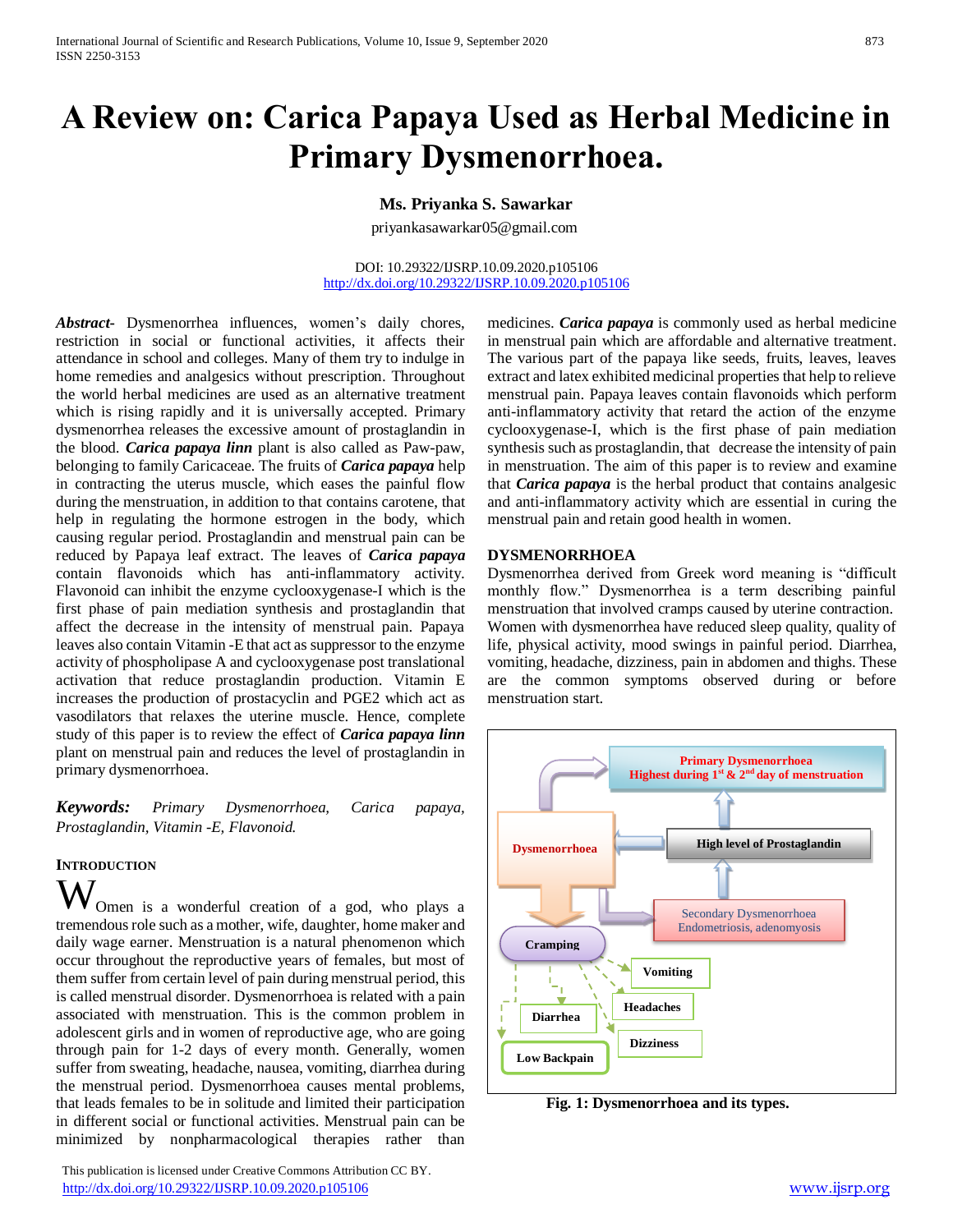# A Review on: Carica Papaya Used as Herbal Medicine in Primary Dysmenorrhoea.

**Ms. Priyanka S. Sawarkar**

priyankasawarkar05@gmail.com

DOI: 10.29322/IJSRP.10.09.2020.p105106
http://dx.doi.org/10.29322/IJSRP.10.09.2020.p105106

***Abstract-*** Dysmenorrhea influences, women's daily chores, restriction in social or functional activities, it affects their attendance in school and colleges. Many of them try to indulge in home remedies and analgesics without prescription. Throughout the world herbal medicines are used as an alternative treatment which is rising rapidly and it is universally accepted. Primary dysmenorrhea releases the excessive amount of prostaglandin in the blood. ***Carica papaya linn*** plant is also called as Paw-paw, belonging to family Caricaceae. The fruits of ***Carica papaya*** help in contracting the uterus muscle, which eases the painful flow during the menstruation, in addition to that contains carotene, that help in regulating the hormone estrogen in the body, which causing regular period. Prostaglandin and menstrual pain can be reduced by Papaya leaf extract. The leaves of ***Carica papaya*** contain flavonoids which has anti-inflammatory activity. Flavonoid can inhibit the enzyme cyclooxygenase-I which is the first phase of pain mediation synthesis and prostaglandin that affect the decrease in the intensity of menstrual pain. Papaya leaves also contain Vitamin -E that act as suppressor to the enzyme activity of phospholipase A and cyclooxygenase post translational activation that reduce prostaglandin production. Vitamin E increases the production of prostacyclin and PGE2 which act as vasodilators that relaxes the uterine muscle. Hence, complete study of this paper is to review the effect of ***Carica papaya linn*** plant on menstrual pain and reduces the level of prostaglandin in primary dysmenorrhoea.

***Keywords:*** *Primary Dysmenorrhoea, Carica papaya, Prostaglandin, Vitamin -E, Flavonoid.*

## INTRODUCTION

Women is a wonderful creation of a god, who plays a tremendous role such as a mother, wife, daughter, home maker and daily wage earner. Menstruation is a natural phenomenon which occur throughout the reproductive years of females, but most of them suffer from certain level of pain during menstrual period, this is called menstrual disorder. Dysmenorrhoea is related with a pain associated with menstruation. This is the common problem in adolescent girls and in women of reproductive age, who are going through pain for 1-2 days of every month. Generally, women suffer from sweating, headache, nausea, vomiting, diarrhea during the menstrual period. Dysmenorrhoea causes mental problems, that leads females to be in solitude and limited their participation in different social or functional activities. Menstrual pain can be minimized by nonpharmacological therapies rather than medicines. ***Carica papaya*** is commonly used as herbal medicine in menstrual pain which are affordable and alternative treatment. The various part of the papaya like seeds, fruits, leaves, leaves extract and latex exhibited medicinal properties that help to relieve menstrual pain. Papaya leaves contain flavonoids which perform anti-inflammatory activity that retard the action of the enzyme cyclooxygenase-I, which is the first phase of pain mediation synthesis such as prostaglandin, that decrease the intensity of pain in menstruation. The aim of this paper is to review and examine that ***Carica papaya*** is the herbal product that contains analgesic and anti-inflammatory activity which are essential in curing the menstrual pain and retain good health in women.

## DYSMENORRHOEA

Dysmenorrhea derived from Greek word meaning is "difficult monthly flow." Dysmenorrhea is a term describing painful menstruation that involved cramps caused by uterine contraction. Women with dysmenorrhea have reduced sleep quality, quality of life, physical activity, mood swings in painful period. Diarrhea, vomiting, headache, dizziness, pain in abdomen and thighs. These are the common symptoms observed during or before menstruation start.

Primary Dysmenorrhoea
Highest during 1st & 2nd day of menstruation

Dysmenorrhoea

High level of Prostaglandin

Secondary Dysmenorrhoea
Endometriosis, adenomyosis

Cramping

Vomiting

Headaches

Diarrhea

Dizziness

Low Backpain

**Fig. 1: Dysmenorrhoea and its types.**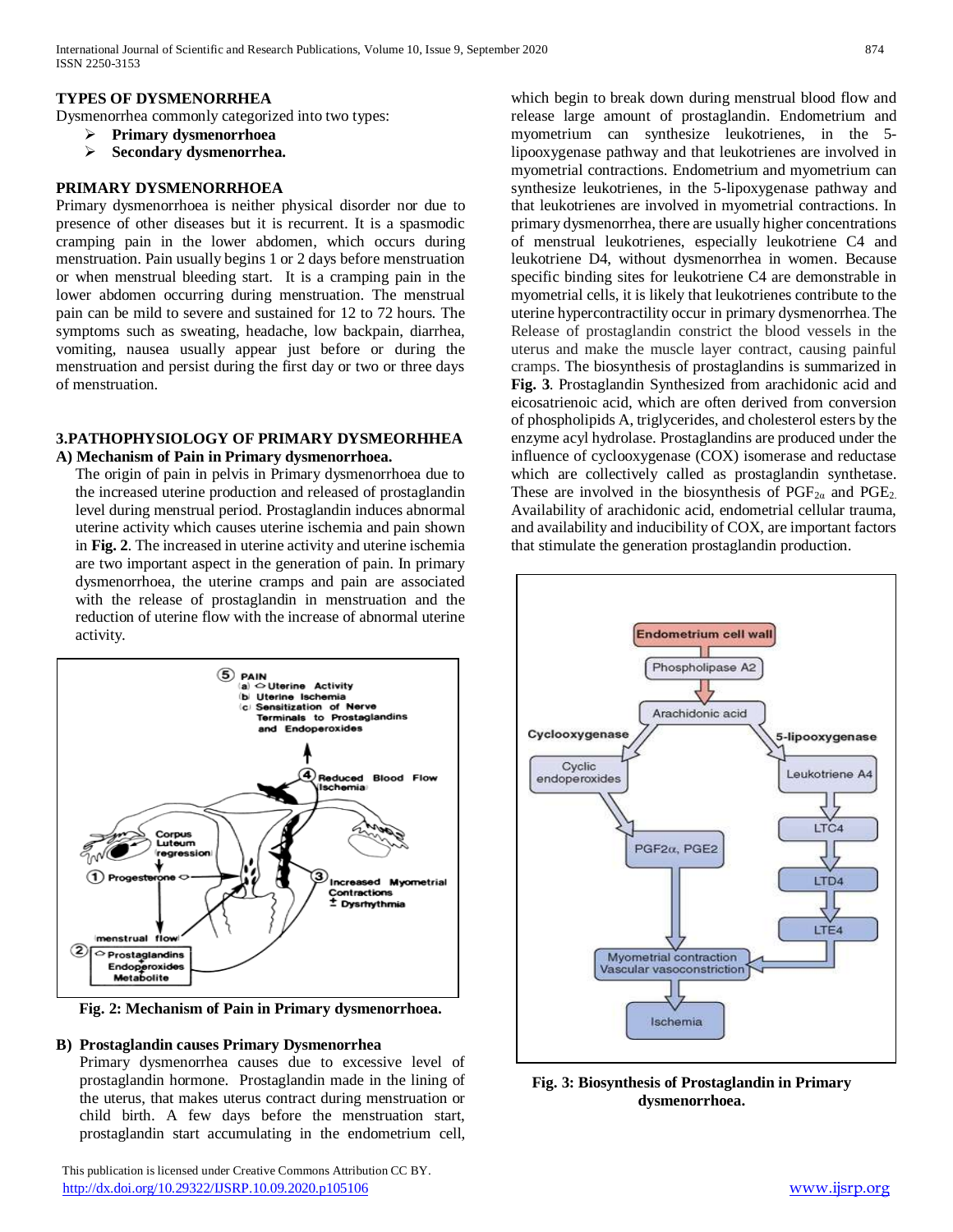## TYPES OF DYSMENORRHEA

Dysmenorrhea commonly categorized into two types:

- **Primary dysmenorrhoea**
- **Secondary dysmenorrhea.**

## PRIMARY DYSMENORRHOEA

Primary dysmenorrhoea is neither physical disorder nor due to presence of other diseases but it is recurrent. It is a spasmodic cramping pain in the lower abdomen, which occurs during menstruation. Pain usually begins 1 or 2 days before menstruation or when menstrual bleeding start. It is a cramping pain in the lower abdomen occurring during menstruation. The menstrual pain can be mild to severe and sustained for 12 to 72 hours. The symptoms such as sweating, headache, low backpain, diarrhea, vomiting, nausea usually appear just before or during the menstruation and persist during the first day or two or three days of menstruation.

## 3.PATHOPHYSIOLOGY OF PRIMARY DYSMEORHHEA

### A) Mechanism of Pain in Primary dysmenorrhoea.

The origin of pain in pelvis in Primary dysmenorrhoea due to the increased uterine production and released of prostaglandin level during menstrual period. Prostaglandin induces abnormal uterine activity which causes uterine ischemia and pain shown in **Fig. 2**. The increased in uterine activity and uterine ischemia are two important aspect in the generation of pain. In primary dysmenorrhoea, the uterine cramps and pain are associated with the release of prostaglandin in menstruation and the reduction of uterine flow with the increase of abnormal uterine activity.

**Fig. 2: Mechanism of Pain in Primary dysmenorrhoea.**

### B) Prostaglandin causes Primary Dysmenorrhea

Primary dysmenorrhea causes due to excessive level of prostaglandin hormone. Prostaglandin made in the lining of the uterus, that makes uterus contract during menstruation or child birth. A few days before the menstruation start, prostaglandin start accumulating in the endometrium cell, which begin to break down during menstrual blood flow and release large amount of prostaglandin. Endometrium and myometrium can synthesize leukotrienes, in the 5-lipooxygenase pathway and that leukotrienes are involved in myometrial contractions. Endometrium and myometrium can synthesize leukotrienes, in the 5-lipoxygenase pathway and that leukotrienes are involved in myometrial contractions. In primary dysmenorrhea, there are usually higher concentrations of menstrual leukotrienes, especially leukotriene C4 and leukotriene D4, without dysmenorrhea in women. Because specific binding sites for leukotriene C4 are demonstrable in myometrial cells, it is likely that leukotrienes contribute to the uterine hypercontractility occur in primary dysmenorrhea. The Release of prostaglandin constrict the blood vessels in the uterus and make the muscle layer contract, causing painful cramps. The biosynthesis of prostaglandins is summarized in **Fig. 3**. Prostaglandin Synthesized from arachidonic acid and eicosatrienoic acid, which are often derived from conversion of phospholipids A, triglycerides, and cholesterol esters by the enzyme acyl hydrolase. Prostaglandins are produced under the influence of cyclooxygenase (COX) isomerase and reductase which are collectively called as prostaglandin synthetase. These are involved in the biosynthesis of $PGF_{2\alpha}$ and $PGE_2$. Availability of arachidonic acid, endometrial cellular trauma, and availability and inducibility of COX, are important factors that stimulate the generation prostaglandin production.

**Fig. 3: Biosynthesis of Prostaglandin in Primary dysmenorrhoea.**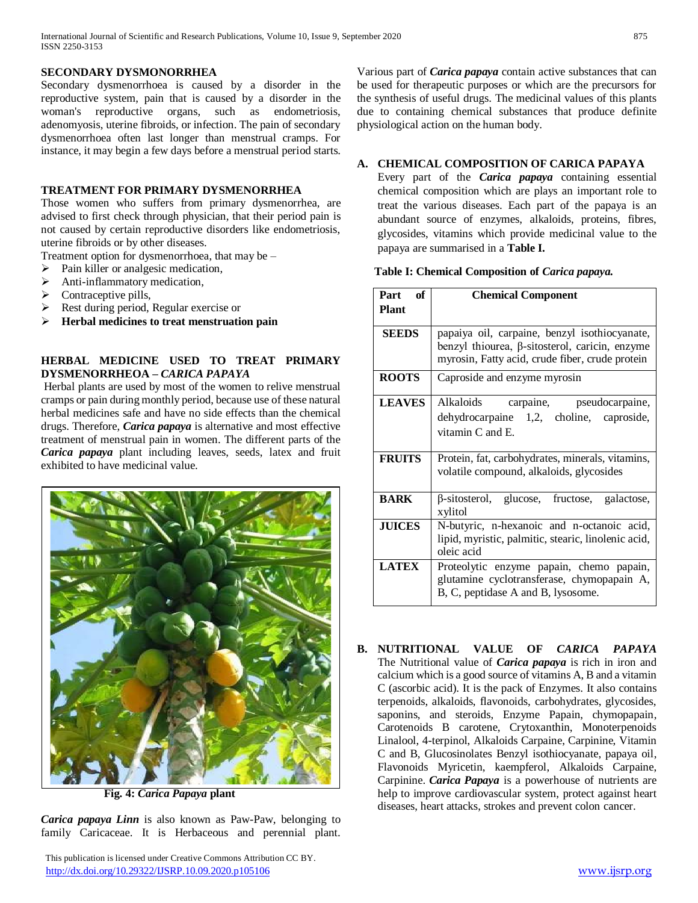## SECONDARY DYSMONORRHEA

Secondary dysmenorrhoea is caused by a disorder in the reproductive system, pain that is caused by a disorder in the woman's reproductive organs, such as endometriosis, adenomyosis, uterine fibroids, or infection. The pain of secondary dysmenorrhoea often last longer than menstrual cramps. For instance, it may begin a few days before a menstrual period starts.

## TREATMENT FOR PRIMARY DYSMENORRHEA

Those women who suffers from primary dysmenorrhea, are advised to first check through physician, that their period pain is not caused by certain reproductive disorders like endometriosis, uterine fibroids or by other diseases.

Treatment option for dysmenorrhoea, that may be –

- Pain killer or analgesic medication,
- Anti-inflammatory medication,
- Contraceptive pills,
- Rest during period, Regular exercise or
- **Herbal medicines to treat menstruation pain**

## HERBAL MEDICINE USED TO TREAT PRIMARY DYSMENORRHEOA – *CARICA PAPAYA*

Herbal plants are used by most of the women to relive menstrual cramps or pain during monthly period, because use of these natural herbal medicines safe and have no side effects than the chemical drugs. Therefore, ***Carica papaya*** is alternative and most effective treatment of menstrual pain in women. The different parts of the ***Carica papaya*** plant including leaves, seeds, latex and fruit exhibited to have medicinal value.

**Fig. 4: *Carica Papaya* plant**

***Carica papaya Linn*** is also known as Paw-Paw, belonging to family Caricaceae. It is Herbaceous and perennial plant. Various part of ***Carica papaya*** contain active substances that can be used for therapeutic purposes or which are the precursors for the synthesis of useful drugs. The medicinal values of this plants due to containing chemical substances that produce definite physiological action on the human body.

### A. CHEMICAL COMPOSITION OF CARICA PAPAYA

Every part of the ***Carica papaya*** containing essential chemical composition which are plays an important role to treat the various diseases. Each part of the papaya is an abundant source of enzymes, alkaloids, proteins, fibres, glycosides, vitamins which provide medicinal value to the papaya are summarised in a **Table I.**

**Table I: Chemical Composition of *Carica papaya.***

| Part of Plant | Chemical Component |
|---|---|
| **SEEDS** | papaiya oil, carpaine, benzyl isothiocyanate, benzyl thiourea, β-sitosterol, caricin, enzyme myrosin, Fatty acid, crude fiber, crude protein |
| **ROOTS** | Caproside and enzyme myrosin |
| **LEAVES** | Alkaloids carpaine, pseudocarpaine, dehydrocarpaine 1,2, choline, caproside, vitamin C and E. |
| **FRUITS** | Protein, fat, carbohydrates, minerals, vitamins, volatile compound, alkaloids, glycosides |
| **BARK** | β-sitosterol, glucose, fructose, galactose, xylitol |
| **JUICES** | N-butyric, n-hexanoic and n-octanoic acid, lipid, myristic, palmitic, stearic, linolenic acid, oleic acid |
| **LATEX** | Proteolytic enzyme papain, chemo papain, glutamine cyclotransferase, chymopapain A, B, C, peptidase A and B, lysosome. |

### B. NUTRITIONAL VALUE OF *CARICA PAPAYA*

The Nutritional value of ***Carica papaya*** is rich in iron and calcium which is a good source of vitamins A, B and a vitamin C (ascorbic acid). It is the pack of Enzymes. It also contains terpenoids, alkaloids, flavonoids, carbohydrates, glycosides, saponins, and steroids, Enzyme Papain, chymopapain, Carotenoids B carotene, Crytoxanthin, Monoterpenoids Linalool, 4-terpinol, Alkaloids Carpaine, Carpinine, Vitamin C and B, Glucosinolates Benzyl isothiocyanate, papaya oil, Flavonoids Myricetin, kaempferol, Alkaloids Carpaine, Carpinine. ***Carica Papaya*** is a powerhouse of nutrients are help to improve cardiovascular system, protect against heart diseases, heart attacks, strokes and prevent colon cancer.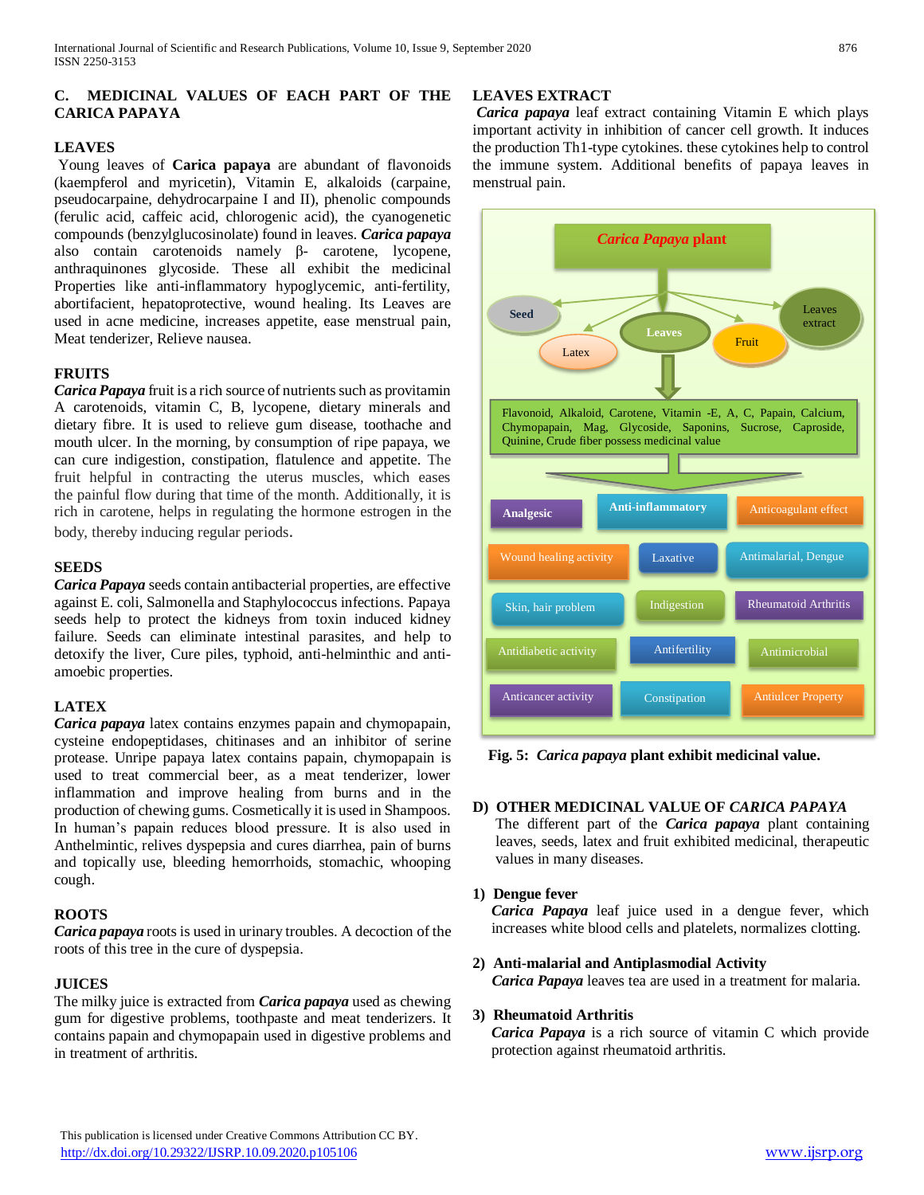## C. MEDICINAL VALUES OF EACH PART OF THE CARICA PAPAYA

### LEAVES

Young leaves of **Carica papaya** are abundant of flavonoids (kaempferol and myricetin), Vitamin E, alkaloids (carpaine, pseudocarpaine, dehydrocarpaine I and II), phenolic compounds (ferulic acid, caffeic acid, chlorogenic acid), the cyanogenetic compounds (benzylglucosinolate) found in leaves. ***Carica papaya*** also contain carotenoids namely β- carotene, lycopene, anthraquinones glycoside. These all exhibit the medicinal Properties like anti-inflammatory hypoglycemic, anti-fertility, abortifacient, hepatoprotective, wound healing. Its Leaves are used in acne medicine, increases appetite, ease menstrual pain, Meat tenderizer, Relieve nausea.

### FRUITS

***Carica Papaya*** fruit is a rich source of nutrients such as provitamin A carotenoids, vitamin C, B, lycopene, dietary minerals and dietary fibre. It is used to relieve gum disease, toothache and mouth ulcer. In the morning, by consumption of ripe papaya, we can cure indigestion, constipation, flatulence and appetite. The fruit helpful in contracting the uterus muscles, which eases the painful flow during that time of the month. Additionally, it is rich in carotene, helps in regulating the hormone estrogen in the body, thereby inducing regular periods.

### SEEDS

***Carica Papaya*** seeds contain antibacterial properties, are effective against E. coli, Salmonella and Staphylococcus infections. Papaya seeds help to protect the kidneys from toxin induced kidney failure. Seeds can eliminate intestinal parasites, and help to detoxify the liver, Cure piles, typhoid, anti-helminthic and anti-amoebic properties.

### LATEX

***Carica papaya*** latex contains enzymes papain and chymopapain, cysteine endopeptidases, chitinases and an inhibitor of serine protease. Unripe papaya latex contains papain, chymopapain is used to treat commercial beer, as a meat tenderizer, lower inflammation and improve healing from burns and in the production of chewing gums. Cosmetically it is used in Shampoos. In human's papain reduces blood pressure. It is also used in Anthelmintic, relives dyspepsia and cures diarrhea, pain of burns and topically use, bleeding hemorrhoids, stomachic, whooping cough.

### ROOTS

***Carica papaya*** roots is used in urinary troubles. A decoction of the roots of this tree in the cure of dyspepsia.

### JUICES

The milky juice is extracted from ***Carica papaya*** used as chewing gum for digestive problems, toothpaste and meat tenderizers. It contains papain and chymopapain used in digestive problems and in treatment of arthritis.

### LEAVES EXTRACT

***Carica papaya*** leaf extract containing Vitamin E which plays important activity in inhibition of cancer cell growth. It induces the production Th1-type cytokines. these cytokines help to control the immune system. Additional benefits of papaya leaves in menstrual pain.

**Fig. 5: *Carica papaya* plant exhibit medicinal value.**

## D) OTHER MEDICINAL VALUE OF *CARICA PAPAYA*

The different part of the ***Carica papaya*** plant containing leaves, seeds, latex and fruit exhibited medicinal, therapeutic values in many diseases.

### 1) Dengue fever

***Carica Papaya*** leaf juice used in a dengue fever, which increases white blood cells and platelets, normalizes clotting.

### 2) Anti-malarial and Antiplasmodial Activity

***Carica Papaya*** leaves tea are used in a treatment for malaria.

### 3) Rheumatoid Arthritis

***Carica Papaya*** is a rich source of vitamin C which provide protection against rheumatoid arthritis.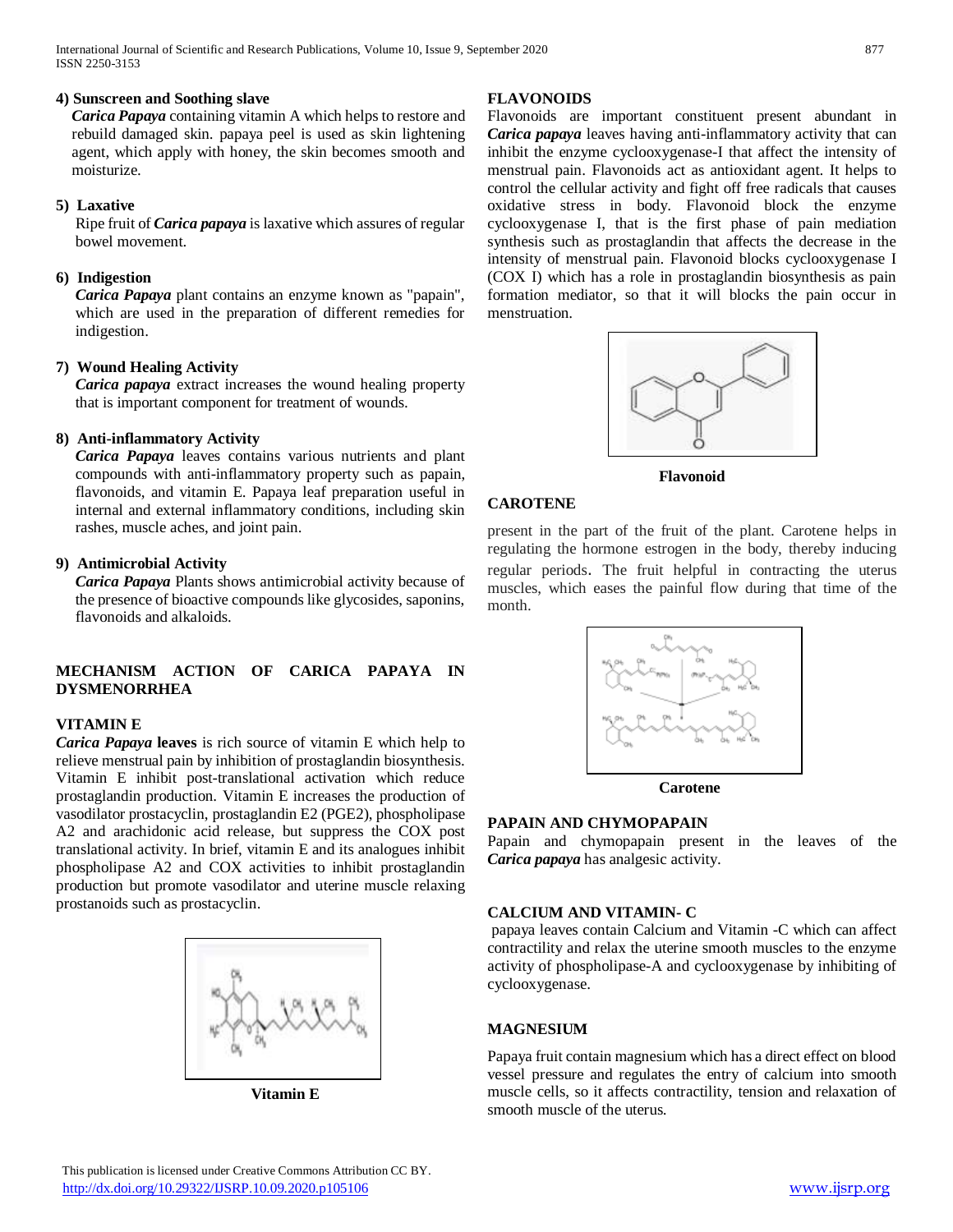**4) Sunscreen and Soothing slave**

***Carica Papaya*** containing vitamin A which helps to restore and rebuild damaged skin. papaya peel is used as skin lightening agent, which apply with honey, the skin becomes smooth and moisturize.

**5) Laxative**

Ripe fruit of ***Carica papaya*** is laxative which assures of regular bowel movement.

**6) Indigestion**

***Carica Papaya*** plant contains an enzyme known as "papain", which are used in the preparation of different remedies for indigestion.

**7) Wound Healing Activity**

***Carica papaya*** extract increases the wound healing property that is important component for treatment of wounds.

**8) Anti-inflammatory Activity**

***Carica Papaya*** leaves contains various nutrients and plant compounds with anti-inflammatory property such as papain, flavonoids, and vitamin E. Papaya leaf preparation useful in internal and external inflammatory conditions, including skin rashes, muscle aches, and joint pain.

**9) Antimicrobial Activity**

***Carica Papaya*** Plants shows antimicrobial activity because of the presence of bioactive compounds like glycosides, saponins, flavonoids and alkaloids.

## MECHANISM ACTION OF CARICA PAPAYA IN DYSMENORRHEA

### VITAMIN E

***Carica Papaya* leaves** is rich source of vitamin E which help to relieve menstrual pain by inhibition of prostaglandin biosynthesis. Vitamin E inhibit post-translational activation which reduce prostaglandin production. Vitamin E increases the production of vasodilator prostacyclin, prostaglandin E2 (PGE2), phospholipase A2 and arachidonic acid release, but suppress the COX post translational activity. In brief, vitamin E and its analogues inhibit phospholipase A2 and COX activities to inhibit prostaglandin production but promote vasodilator and uterine muscle relaxing prostanoids such as prostacyclin.

**Vitamin E**

### FLAVONOIDS

Flavonoids are important constituent present abundant in ***Carica papaya*** leaves having anti-inflammatory activity that can inhibit the enzyme cyclooxygenase-I that affect the intensity of menstrual pain. Flavonoids act as antioxidant agent. It helps to control the cellular activity and fight off free radicals that causes oxidative stress in body. Flavonoid block the enzyme cyclooxygenase I, that is the first phase of pain mediation synthesis such as prostaglandin that affects the decrease in the intensity of menstrual pain. Flavonoid blocks cyclooxygenase I (COX I) which has a role in prostaglandin biosynthesis as pain formation mediator, so that it will blocks the pain occur in menstruation.

**Flavonoid**

### CAROTENE

present in the part of the fruit of the plant. Carotene helps in regulating the hormone estrogen in the body, thereby inducing regular periods. The fruit helpful in contracting the uterus muscles, which eases the painful flow during that time of the month.

**Carotene**

### PAPAIN AND CHYMOPAPAIN

Papain and chymopapain present in the leaves of the ***Carica papaya*** has analgesic activity.

### CALCIUM AND VITAMIN- C

papaya leaves contain Calcium and Vitamin -C which can affect contractility and relax the uterine smooth muscles to the enzyme activity of phospholipase-A and cyclooxygenase by inhibiting of cyclooxygenase.

### MAGNESIUM

Papaya fruit contain magnesium which has a direct effect on blood vessel pressure and regulates the entry of calcium into smooth muscle cells, so it affects contractility, tension and relaxation of smooth muscle of the uterus.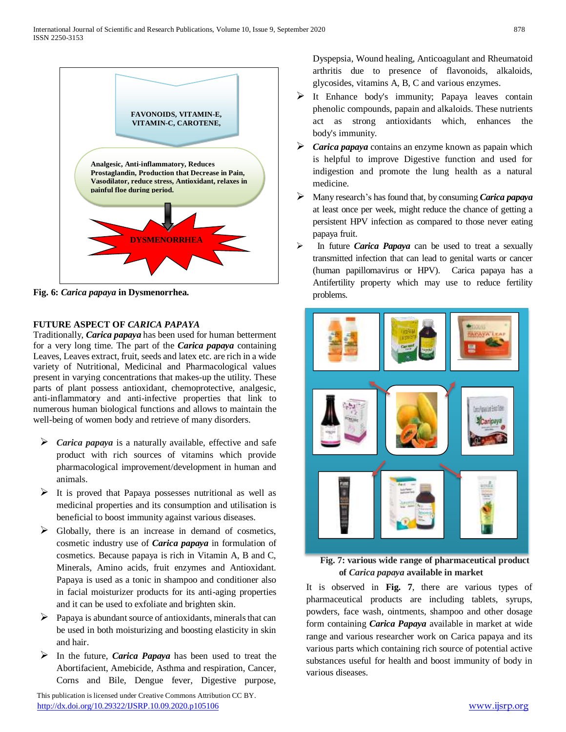FAVONOIDS, VITAMIN-E, VITAMIN-C, CAROTENE,

Analgesic, Anti-inflammatory, Reduces Prostaglandin, Production that Decrease in Pain, Vasodilator, reduce stress, Antioxidant, relaxes in painful floe during period.

DYSMENORRHEA

**Fig. 6:** ***Carica papaya*** **in Dysmenorrhea.**

## FUTURE ASPECT OF *CARICA PAPAYA*

Traditionally, ***Carica papaya*** has been used for human betterment for a very long time. The part of the ***Carica papaya*** containing Leaves, Leaves extract, fruit, seeds and latex etc. are rich in a wide variety of Nutritional, Medicinal and Pharmacological values present in varying concentrations that makes-up the utility. These parts of plant possess antioxidant, chemoprotective, analgesic, anti-inflammatory and anti-infective properties that link to numerous human biological functions and allows to maintain the well-being of women body and retrieve of many disorders.

- ***Carica papaya*** is a naturally available, effective and safe product with rich sources of vitamins which provide pharmacological improvement/development in human and animals.
- It is proved that Papaya possesses nutritional as well as medicinal properties and its consumption and utilisation is beneficial to boost immunity against various diseases.
- Globally, there is an increase in demand of cosmetics, cosmetic industry use of ***Carica papaya*** in formulation of cosmetics. Because papaya is rich in Vitamin A, B and C, Minerals, Amino acids, fruit enzymes and Antioxidant. Papaya is used as a tonic in shampoo and conditioner also in facial moisturizer products for its anti-aging properties and it can be used to exfoliate and brighten skin.
- Papaya is abundant source of antioxidants, minerals that can be used in both moisturizing and boosting elasticity in skin and hair.
- In the future, ***Carica Papaya*** has been used to treat the Abortifacient, Amebicide, Asthma and respiration, Cancer, Corns and Bile, Dengue fever, Digestive purpose, Dyspepsia, Wound healing, Anticoagulant and Rheumatoid arthritis due to presence of flavonoids, alkaloids, glycosides, vitamins A, B, C and various enzymes.
- It Enhance body's immunity; Papaya leaves contain phenolic compounds, papain and alkaloids. These nutrients act as strong antioxidants which, enhances the body's immunity.
- ***Carica papaya*** contains an enzyme known as papain which is helpful to improve Digestive function and used for indigestion and promote the lung health as a natural medicine.
- Many research's has found that, by consuming ***Carica papaya*** at least once per week, might reduce the chance of getting a persistent HPV infection as compared to those never eating papaya fruit.
- In future ***Carica Papaya*** can be used to treat a sexually transmitted infection that can lead to genital warts or cancer (human papillomavirus or HPV). Carica papaya has a Antifertility property which may use to reduce fertility problems.

**Fig. 7: various wide range of pharmaceutical product of *Carica papaya* available in market**

It is observed in **Fig. 7**, there are various types of pharmaceutical products are including tablets, syrups, powders, face wash, ointments, shampoo and other dosage form containing ***Carica Papaya*** available in market at wide range and various researcher work on Carica papaya and its various parts which containing rich source of potential active substances useful for health and boost immunity of body in various diseases.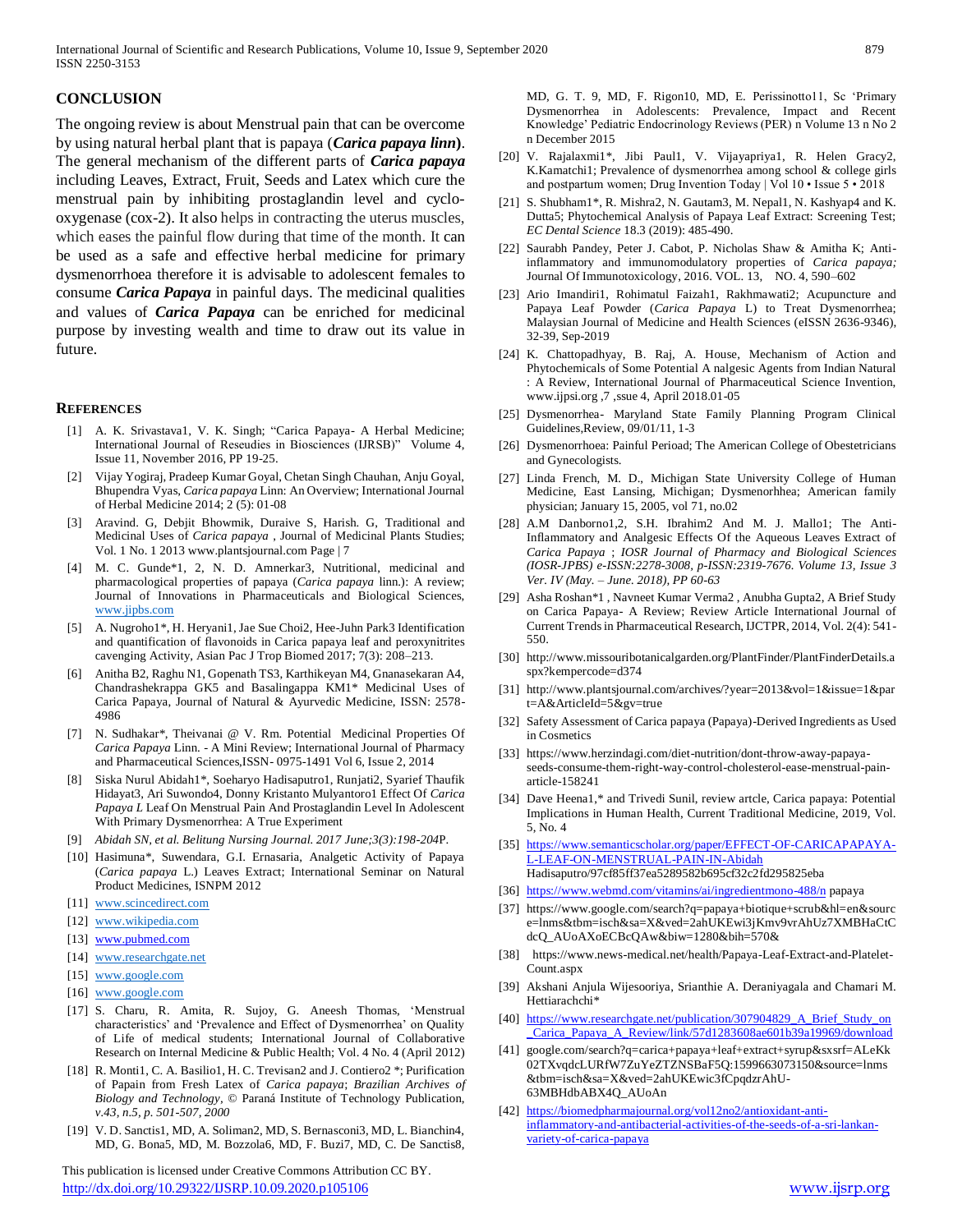## CONCLUSION

The ongoing review is about Menstrual pain that can be overcome by using natural herbal plant that is papaya (***Carica papaya linn***). The general mechanism of the different parts of ***Carica papaya*** including Leaves, Extract, Fruit, Seeds and Latex which cure the menstrual pain by inhibiting prostaglandin level and cyclo-oxygenase (cox-2). It also helps in contracting the uterus muscles, which eases the painful flow during that time of the month. It can be used as a safe and effective herbal medicine for primary dysmenorrhoea therefore it is advisable to adolescent females to consume ***Carica Papaya*** in painful days. The medicinal qualities and values of ***Carica Papaya*** can be enriched for medicinal purpose by investing wealth and time to draw out its value in future.

## References

[1] A. K. Srivastava1, V. K. Singh; "Carica Papaya- A Herbal Medicine; International Journal of Reseudies in Biosciences (IJRSB)" Volume 4, Issue 11, November 2016, PP 19-25.

[2] Vijay Yogiraj, Pradeep Kumar Goyal, Chetan Singh Chauhan, Anju Goyal, Bhupendra Vyas, *Carica papaya* Linn: An Overview; International Journal of Herbal Medicine 2014; 2 (5): 01-08

[3] Aravind. G, Debjit Bhowmik, Duraive S, Harish. G, Traditional and Medicinal Uses of *Carica papaya* , Journal of Medicinal Plants Studies; Vol. 1 No. 1 2013 www.plantsjournal.com Page | 7

[4] M. C. Gunde*1, 2, N. D. Amnerkar3, Nutritional, medicinal and pharmacological properties of papaya (*Carica papaya* linn.): A review; Journal of Innovations in Pharmaceuticals and Biological Sciences, www.jipbs.com

[5] A. Nugroho1*, H. Heryani1, Jae Sue Choi2, Hee-Juhn Park3 Identification and quantification of flavonoids in Carica papaya leaf and peroxynitrites cavenging Activity, Asian Pac J Trop Biomed 2017; 7(3): 208–213.

[6] Anitha B2, Raghu N1, Gopenath TS3, Karthikeyan M4, Gnanasekaran A4, Chandrashekrappa GK5 and Basalingappa KM1* Medicinal Uses of Carica Papaya, Journal of Natural & Ayurvedic Medicine, ISSN: 2578-4986

[7] N. Sudhakar*, Theivanai @ V. Rm. Potential Medicinal Properties Of *Carica Papaya* Linn. - A Mini Review; International Journal of Pharmacy and Pharmaceutical Sciences,ISSN- 0975-1491 Vol 6, Issue 2, 2014

[8] Siska Nurul Abidah1*, Soeharyo Hadisaputro1, Runjati2, Syarief Thaufik Hidayat3, Ari Suwondo4, Donny Kristanto Mulyantoro1 Effect Of *Carica Papaya L* Leaf On Menstrual Pain And Prostaglandin Level In Adolescent With Primary Dysmenorrhea: A True Experiment

[9] *Abidah SN, et al. Belitung Nursing Journal. 2017 June;3(3):198-204*P.

[10] Hasimuna*, Suwendara, G.I. Ernasaria, Analgetic Activity of Papaya (*Carica papaya* L.) Leaves Extract; International Seminar on Natural Product Medicines, ISNPM 2012

[11] www.scincedirect.com

[12] www.wikipedia.com

[13] www.pubmed.com

[14] www.researchgate.net

[15] www.google.com

[16] www.google.com

[17] S. Charu, R. Amita, R. Sujoy, G. Aneesh Thomas, 'Menstrual characteristics' and 'Prevalence and Effect of Dysmenorrhea' on Quality of Life of medical students; International Journal of Collaborative Research on Internal Medicine & Public Health; Vol. 4 No. 4 (April 2012)

[18] R. Monti1, C. A. Basilio1, H. C. Trevisan2 and J. Contiero2 *; Purification of Papain from Fresh Latex of *Carica papaya*; *Brazilian Archives of Biology and Technology*, © Paraná Institute of Technology Publication, *v.43, n.5, p. 501-507, 2000*

[19] V. D. Sanctis1, MD, A. Soliman2, MD, S. Bernasconi3, MD, L. Bianchin4, MD, G. Bona5, MD, M. Bozzola6, MD, F. Buzi7, MD, C. De Sanctis8, MD, G. T. 9, MD, F. Rigon10, MD, E. Perissinotto11, Sc 'Primary Dysmenorrhea in Adolescents: Prevalence, Impact and Recent Knowledge' Pediatric Endocrinology Reviews (PER) n Volume 13 n No 2 n December 2015

[20] V. Rajalaxmi1*, Jibi Paul1, V. Vijayapriya1, R. Helen Gracy2, K.Kamatchi1; Prevalence of dysmenorrhea among school & college girls and postpartum women; Drug Invention Today | Vol 10 • Issue 5 • 2018

[21] S. Shubham1*, R. Mishra2, N. Gautam3, M. Nepal1, N. Kashyap4 and K. Dutta5; Phytochemical Analysis of Papaya Leaf Extract: Screening Test; *EC Dental Science* 18.3 (2019): 485-490.

[22] Saurabh Pandey, Peter J. Cabot, P. Nicholas Shaw & Amitha K; Anti-inflammatory and immunomodulatory properties of *Carica papaya;* Journal Of Immunotoxicology, 2016. VOL. 13, NO. 4, 590–602

[23] Ario Imandiri1, Rohimatul Faizah1, Rakhmawati2; Acupuncture and Papaya Leaf Powder (*Carica Papaya* L) to Treat Dysmenorrhea; Malaysian Journal of Medicine and Health Sciences (eISSN 2636-9346), 32-39, Sep-2019

[24] K. Chattopadhyay, B. Raj, A. House, Mechanism of Action and Phytochemicals of Some Potential A nalgesic Agents from Indian Natural : A Review, International Journal of Pharmaceutical Science Invention, www.ijpsi.org ,7 ,ssue 4, April 2018.01-05

[25] Dysmenorrhea- Maryland State Family Planning Program Clinical Guidelines,Review, 09/01/11, 1-3

[26] Dysmenorrhoea: Painful Perioad; The American College of Obestetricians and Gynecologists.

[27] Linda French, M. D., Michigan State University College of Human Medicine, East Lansing, Michigan; Dysmenorhhea; American family physician; January 15, 2005, vol 71, no.02

[28] A.M Danborno1,2, S.H. Ibrahim2 And M. J. Mallo1; The Anti-Inflammatory and Analgesic Effects Of the Aqueous Leaves Extract of *Carica Papaya* ; *IOSR Journal of Pharmacy and Biological Sciences (IOSR-JPBS) e-ISSN:2278-3008, p-ISSN:2319-7676. Volume 13, Issue 3 Ver. IV (May. – June. 2018), PP 60-63*

[29] Asha Roshan*1 , Navneet Kumar Verma2 , Anubha Gupta2, A Brief Study on Carica Papaya- A Review; Review Article International Journal of Current Trends in Pharmaceutical Research, IJCTPR, 2014, Vol. 2(4): 541-550.

[30] http://www.missouribotanicalgarden.org/PlantFinder/PlantFinderDetails.aspx?kempercode=d374

[31] http://www.plantsjournal.com/archives/?year=2013&vol=1&issue=1&part=A&ArticleId=5&gv=true

[32] Safety Assessment of Carica papaya (Papaya)-Derived Ingredients as Used in Cosmetics

[33] https://www.herzindagi.com/diet-nutrition/dont-throw-away-papaya-seeds-consume-them-right-way-control-cholesterol-ease-menstrual-pain-article-158241

[34] Dave Heena1,* and Trivedi Sunil, review artcle, Carica papaya: Potential Implications in Human Health, Current Traditional Medicine, 2019, Vol. 5, No. 4

[35] https://www.semanticscholar.org/paper/EFFECT-OF-CARICAPAPAYA-L-LEAF-ON-MENSTRUAL-PAIN-IN-Abidah Hadisaputro/97cf85ff37ea5289582b695cf32c2fd295825eba

[36] https://www.webmd.com/vitamins/ai/ingredientmono-488/n papaya

[37] https://www.google.com/search?q=papaya+biotique+scrub&hl=en&source=lnms&tbm=isch&sa=X&ved=2ahUKEwi3jKmv9vrAhUz7XMBHaCtCdcQ_AUoAXoECBcQAw&biw=1280&bih=570&

[38] https://www.news-medical.net/health/Papaya-Leaf-Extract-and-Platelet-Count.aspx

[39] Akshani Anjula Wijesooriya, Srianthie A. Deraniyagala and Chamari M. Hettiarachchi*

[40] https://www.researchgate.net/publication/307904829_A_Brief_Study_on_Carica_Papaya_A_Review/link/57d1283608ae601b39a19969/download

[41] google.com/search?q=carica+papaya+leaf+extract+syrup&sxsrf=ALeKk02TXvqdcLURfW7ZuYeZTZNSBaF5Q:1599663073150&source=lnms&tbm=isch&sa=X&ved=2ahUKEwic3fCpqdzrAhU-63MBHdbABX4Q_AUoAn

[42] https://biomedpharmajournal.org/vol12no2/antioxidant-anti-inflammatory-and-antibacterial-activities-of-the-seeds-of-a-sri-lankan-variety-of-carica-papaya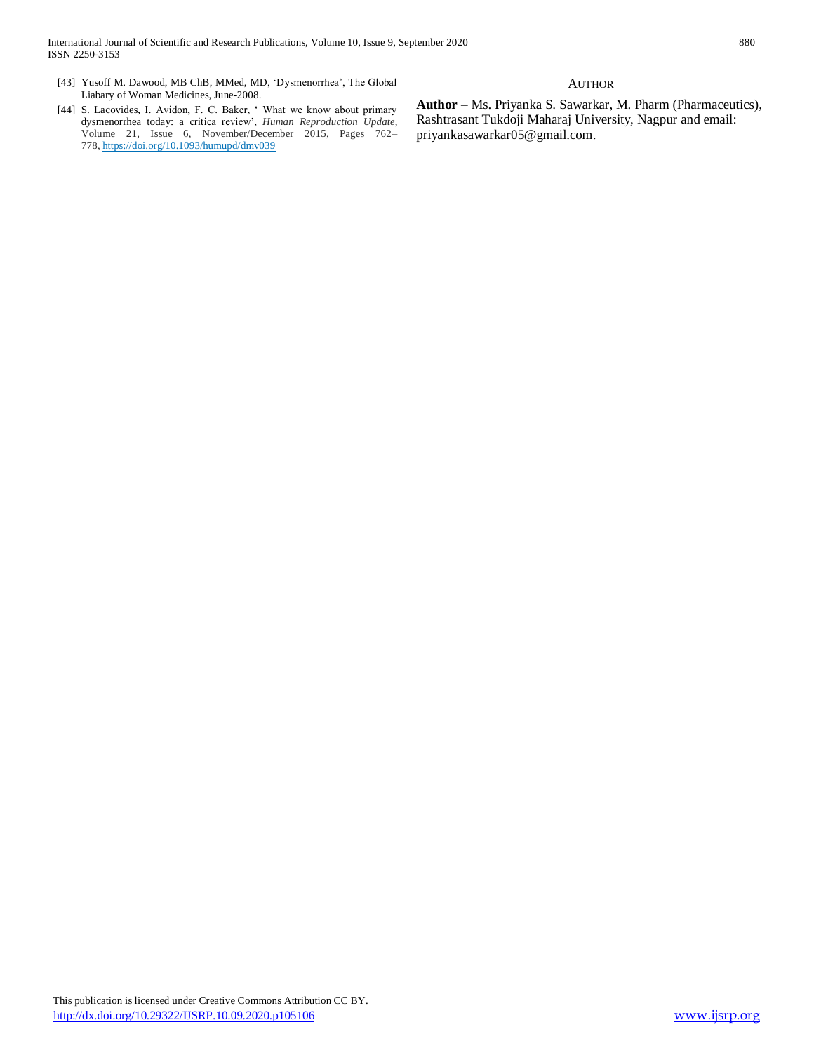[43] Yusoff M. Dawood, MB ChB, MMed, MD, 'Dysmenorrhea', The Global Liabary of Woman Medicines, June-2008.

[44] S. Lacovides, I. Avidon, F. C. Baker, ' What we know about primary dysmenorrhea today: a critica review', *Human Reproduction Update*, Volume 21, Issue 6, November/December 2015, Pages 762–778, https://doi.org/10.1093/humupd/dmv039

## Author

**Author** – Ms. Priyanka S. Sawarkar, M. Pharm (Pharmaceutics), Rashtrasant Tukdoji Maharaj University, Nagpur and email: priyankasawarkar05@gmail.com.

This publication is licensed under Creative Commons Attribution CC BY.
http://dx.doi.org/10.29322/IJSRP.10.09.2020.p105106